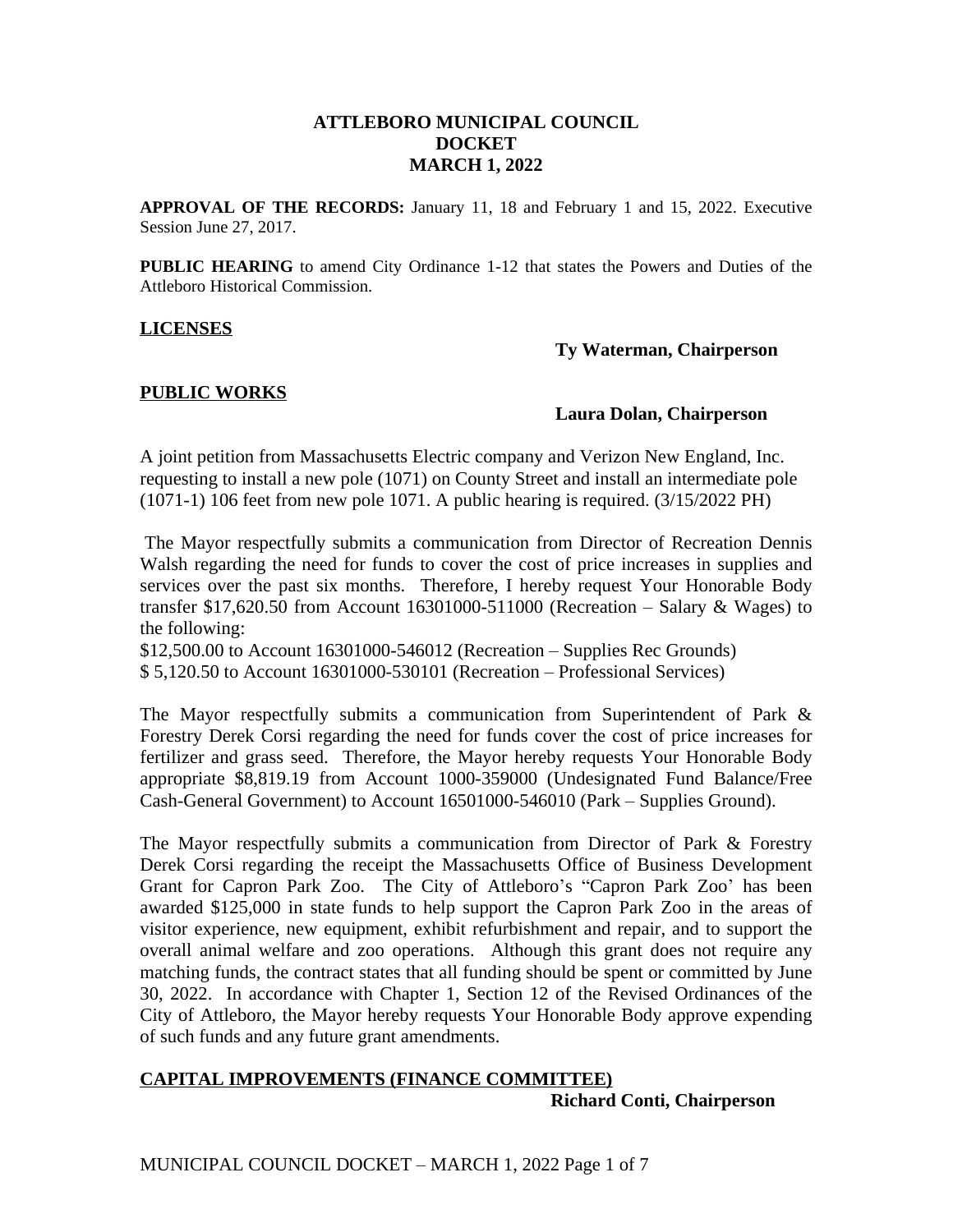# ATTLEBORO MUNICIPAL COUNCIL
## DOCKET
## MARCH 1, 2022

**APPROVAL OF THE RECORDS:** January 11, 18 and February 1 and 15, 2022. Executive Session June 27, 2017.

**PUBLIC HEARING** to amend City Ordinance 1-12 that states the Powers and Duties of the Attleboro Historical Commission.

**LICENSES**

**Ty Waterman, Chairperson**

**PUBLIC WORKS**

**Laura Dolan, Chairperson**

A joint petition from Massachusetts Electric company and Verizon New England, Inc. requesting to install a new pole (1071) on County Street and install an intermediate pole (1071-1) 106 feet from new pole 1071. A public hearing is required. (3/15/2022 PH)

The Mayor respectfully submits a communication from Director of Recreation Dennis Walsh regarding the need for funds to cover the cost of price increases in supplies and services over the past six months. Therefore, I hereby request Your Honorable Body transfer $17,620.50 from Account 16301000-511000 (Recreation – Salary & Wages) to the following:
$12,500.00 to Account 16301000-546012 (Recreation – Supplies Rec Grounds)
$ 5,120.50 to Account 16301000-530101 (Recreation – Professional Services)

The Mayor respectfully submits a communication from Superintendent of Park & Forestry Derek Corsi regarding the need for funds cover the cost of price increases for fertilizer and grass seed. Therefore, the Mayor hereby requests Your Honorable Body appropriate $8,819.19 from Account 1000-359000 (Undesignated Fund Balance/Free Cash-General Government) to Account 16501000-546010 (Park – Supplies Ground).

The Mayor respectfully submits a communication from Director of Park & Forestry Derek Corsi regarding the receipt the Massachusetts Office of Business Development Grant for Capron Park Zoo. The City of Attleboro's "Capron Park Zoo' has been awarded $125,000 in state funds to help support the Capron Park Zoo in the areas of visitor experience, new equipment, exhibit refurbishment and repair, and to support the overall animal welfare and zoo operations. Although this grant does not require any matching funds, the contract states that all funding should be spent or committed by June 30, 2022. In accordance with Chapter 1, Section 12 of the Revised Ordinances of the City of Attleboro, the Mayor hereby requests Your Honorable Body approve expending of such funds and any future grant amendments.

**CAPITAL IMPROVEMENTS (FINANCE COMMITTEE)**

**Richard Conti, Chairperson**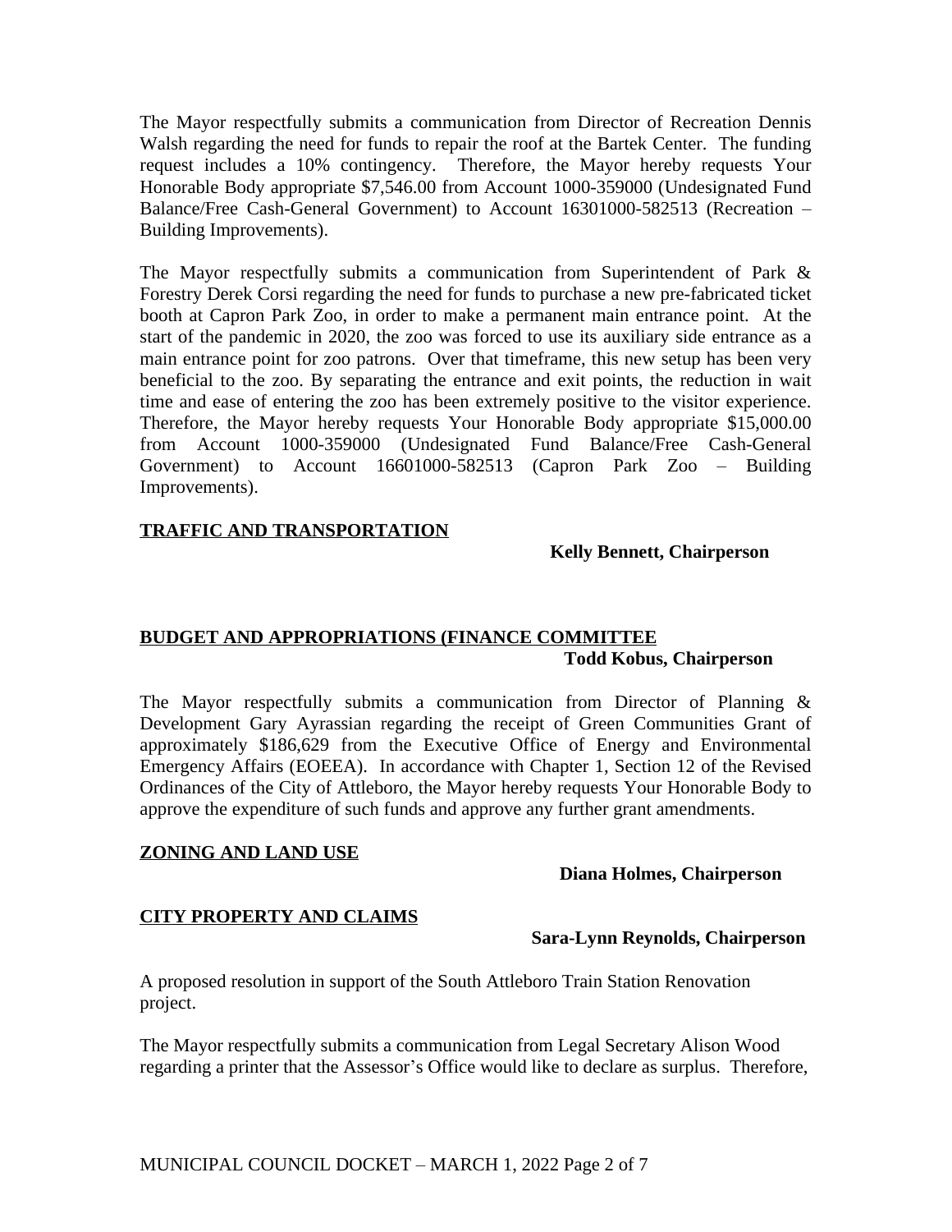The Mayor respectfully submits a communication from Director of Recreation Dennis Walsh regarding the need for funds to repair the roof at the Bartek Center. The funding request includes a 10% contingency. Therefore, the Mayor hereby requests Your Honorable Body appropriate $7,546.00 from Account 1000-359000 (Undesignated Fund Balance/Free Cash-General Government) to Account 16301000-582513 (Recreation – Building Improvements).

The Mayor respectfully submits a communication from Superintendent of Park & Forestry Derek Corsi regarding the need for funds to purchase a new pre-fabricated ticket booth at Capron Park Zoo, in order to make a permanent main entrance point. At the start of the pandemic in 2020, the zoo was forced to use its auxiliary side entrance as a main entrance point for zoo patrons. Over that timeframe, this new setup has been very beneficial to the zoo. By separating the entrance and exit points, the reduction in wait time and ease of entering the zoo has been extremely positive to the visitor experience. Therefore, the Mayor hereby requests Your Honorable Body appropriate $15,000.00 from Account 1000-359000 (Undesignated Fund Balance/Free Cash-General Government) to Account 16601000-582513 (Capron Park Zoo – Building Improvements).

## TRAFFIC AND TRANSPORTATION

**Kelly Bennett, Chairperson**

## BUDGET AND APPROPRIATIONS (FINANCE COMMITTEE

**Todd Kobus, Chairperson**

The Mayor respectfully submits a communication from Director of Planning & Development Gary Ayrassian regarding the receipt of Green Communities Grant of approximately $186,629 from the Executive Office of Energy and Environmental Emergency Affairs (EOEEA). In accordance with Chapter 1, Section 12 of the Revised Ordinances of the City of Attleboro, the Mayor hereby requests Your Honorable Body to approve the expenditure of such funds and approve any further grant amendments.

## ZONING AND LAND USE

**Diana Holmes, Chairperson**

## CITY PROPERTY AND CLAIMS

**Sara-Lynn Reynolds, Chairperson**

A proposed resolution in support of the South Attleboro Train Station Renovation project.

The Mayor respectfully submits a communication from Legal Secretary Alison Wood regarding a printer that the Assessor's Office would like to declare as surplus. Therefore,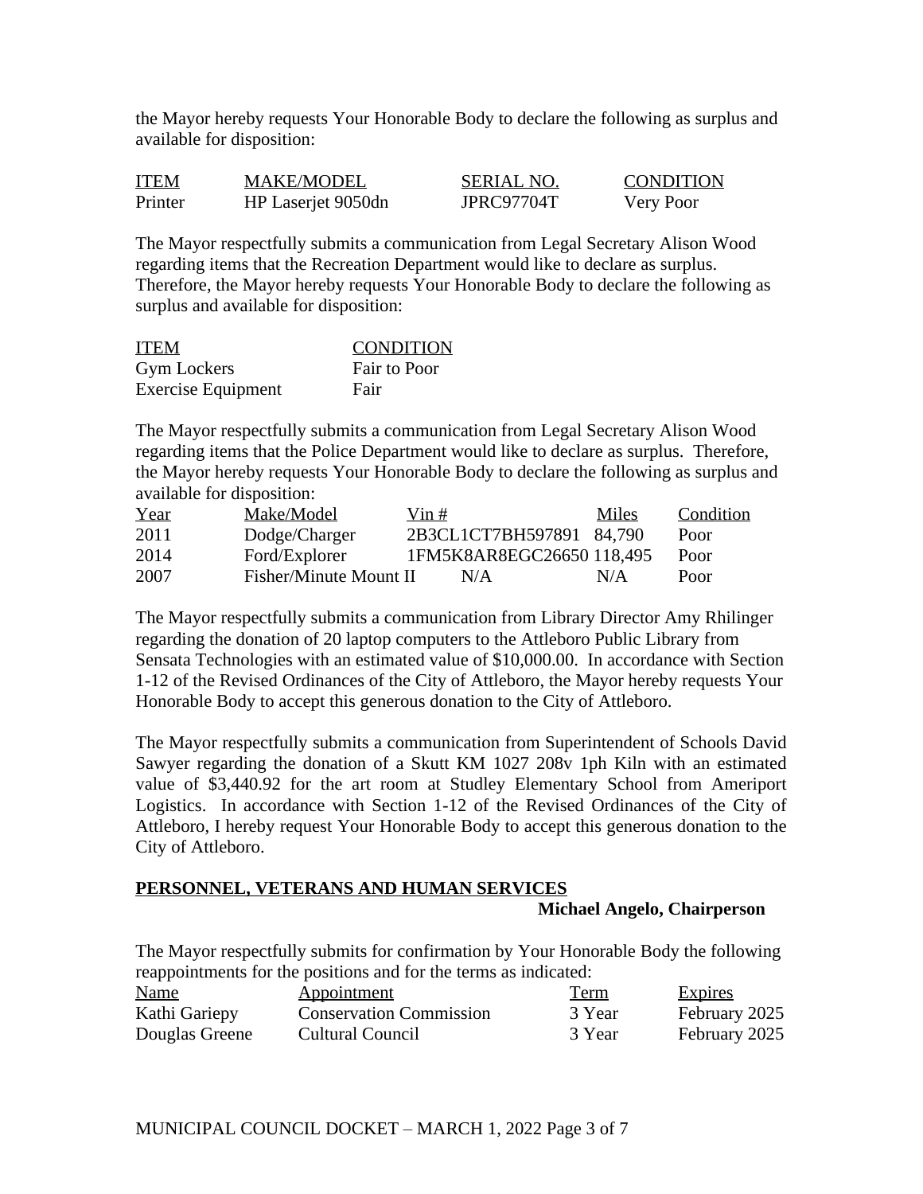the Mayor hereby requests Your Honorable Body to declare the following as surplus and available for disposition:

| ITEM | MAKE/MODEL | SERIAL NO. | CONDITION |
| --- | --- | --- | --- |
| Printer | HP Laserjet 9050dn | JPRC97704T | Very Poor |

The Mayor respectfully submits a communication from Legal Secretary Alison Wood regarding items that the Recreation Department would like to declare as surplus. Therefore, the Mayor hereby requests Your Honorable Body to declare the following as surplus and available for disposition:

| ITEM | CONDITION |
| --- | --- |
| Gym Lockers | Fair to Poor |
| Exercise Equipment | Fair |

The Mayor respectfully submits a communication from Legal Secretary Alison Wood regarding items that the Police Department would like to declare as surplus. Therefore, the Mayor hereby requests Your Honorable Body to declare the following as surplus and available for disposition:

| Year | Make/Model | Vin # | Miles | Condition |
| --- | --- | --- | --- | --- |
| 2011 | Dodge/Charger | 2B3CL1CT7BH597891 | 84,790 | Poor |
| 2014 | Ford/Explorer | 1FM5K8AR8EGC26650 | 118,495 | Poor |
| 2007 | Fisher/Minute Mount II | N/A | N/A | Poor |

The Mayor respectfully submits a communication from Library Director Amy Rhilinger regarding the donation of 20 laptop computers to the Attleboro Public Library from Sensata Technologies with an estimated value of $10,000.00. In accordance with Section 1-12 of the Revised Ordinances of the City of Attleboro, the Mayor hereby requests Your Honorable Body to accept this generous donation to the City of Attleboro.

The Mayor respectfully submits a communication from Superintendent of Schools David Sawyer regarding the donation of a Skutt KM 1027 208v 1ph Kiln with an estimated value of $3,440.92 for the art room at Studley Elementary School from Ameriport Logistics. In accordance with Section 1-12 of the Revised Ordinances of the City of Attleboro, I hereby request Your Honorable Body to accept this generous donation to the City of Attleboro.

## PERSONNEL, VETERANS AND HUMAN SERVICES

**Michael Angelo, Chairperson**

The Mayor respectfully submits for confirmation by Your Honorable Body the following reappointments for the positions and for the terms as indicated:

| Name | Appointment | Term | Expires |
| --- | --- | --- | --- |
| Kathi Gariepy | Conservation Commission | 3 Year | February 2025 |
| Douglas Greene | Cultural Council | 3 Year | February 2025 |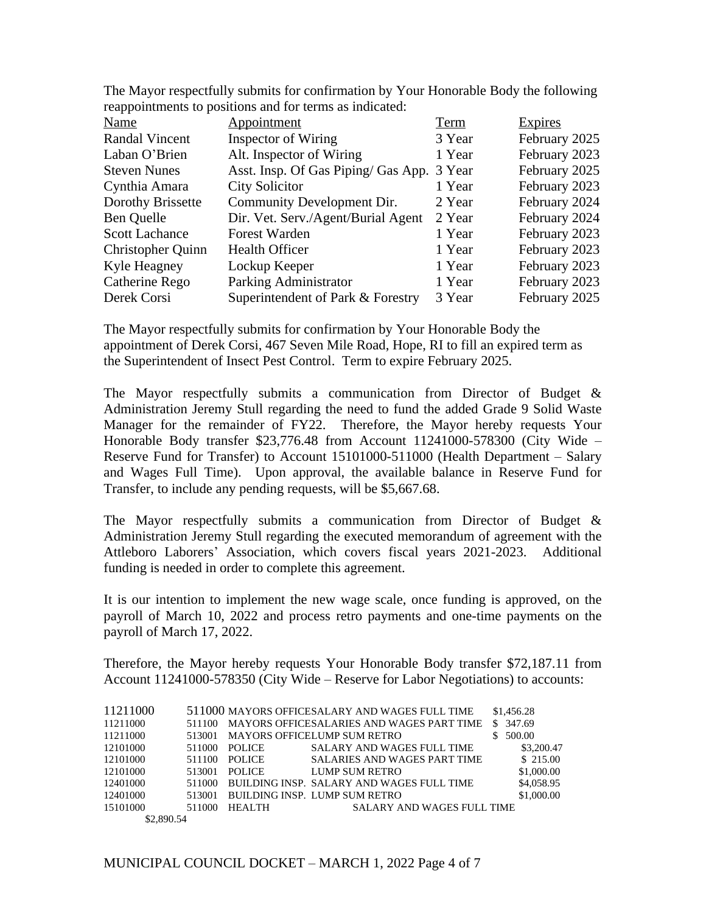The Mayor respectfully submits for confirmation by Your Honorable Body the following reappointments to positions and for terms as indicated:

| Name | Appointment | Term | Expires |
|---|---|---|---|
| Randal Vincent | Inspector of Wiring | 3 Year | February 2025 |
| Laban O'Brien | Alt. Inspector of Wiring | 1 Year | February 2023 |
| Steven Nunes | Asst. Insp. Of Gas Piping/ Gas App. | 3 Year | February 2025 |
| Cynthia Amara | City Solicitor | 1 Year | February 2023 |
| Dorothy Brissette | Community Development Dir. | 2 Year | February 2024 |
| Ben Quelle | Dir. Vet. Serv./Agent/Burial Agent | 2 Year | February 2024 |
| Scott Lachance | Forest Warden | 1 Year | February 2023 |
| Christopher Quinn | Health Officer | 1 Year | February 2023 |
| Kyle Heagney | Lockup Keeper | 1 Year | February 2023 |
| Catherine Rego | Parking Administrator | 1 Year | February 2023 |
| Derek Corsi | Superintendent of Park & Forestry | 3 Year | February 2025 |

The Mayor respectfully submits for confirmation by Your Honorable Body the appointment of Derek Corsi, 467 Seven Mile Road, Hope, RI to fill an expired term as the Superintendent of Insect Pest Control. Term to expire February 2025.

The Mayor respectfully submits a communication from Director of Budget & Administration Jeremy Stull regarding the need to fund the added Grade 9 Solid Waste Manager for the remainder of FY22. Therefore, the Mayor hereby requests Your Honorable Body transfer $23,776.48 from Account 11241000-578300 (City Wide – Reserve Fund for Transfer) to Account 15101000-511000 (Health Department – Salary and Wages Full Time). Upon approval, the available balance in Reserve Fund for Transfer, to include any pending requests, will be $5,667.68.

The Mayor respectfully submits a communication from Director of Budget & Administration Jeremy Stull regarding the executed memorandum of agreement with the Attleboro Laborers' Association, which covers fiscal years 2021-2023. Additional funding is needed in order to complete this agreement.

It is our intention to implement the new wage scale, once funding is approved, on the payroll of March 10, 2022 and process retro payments and one-time payments on the payroll of March 17, 2022.

Therefore, the Mayor hereby requests Your Honorable Body transfer $72,187.11 from Account 11241000-578350 (City Wide – Reserve for Labor Negotiations) to accounts:

| | | | | |
|---|---|---|---|---|
| 11211000 | 511000 | MAYORS OFFICE | SALARY AND WAGES FULL TIME | $1,456.28 |
| 11211000 | 511100 | MAYORS OFFICE | SALARIES AND WAGES PART TIME | $ 347.69 |
| 11211000 | 513001 | MAYORS OFFICE | LUMP SUM RETRO | $ 500.00 |
| 12101000 | 511000 | POLICE | SALARY AND WAGES FULL TIME | $3,200.47 |
| 12101000 | 511100 | POLICE | SALARIES AND WAGES PART TIME | $ 215.00 |
| 12101000 | 513001 | POLICE | LUMP SUM RETRO | $1,000.00 |
| 12401000 | 511000 | BUILDING INSP. | SALARY AND WAGES FULL TIME | $4,058.95 |
| 12401000 | 513001 | BUILDING INSP. | LUMP SUM RETRO | $1,000.00 |
| 15101000 | 511000 | HEALTH | SALARY AND WAGES FULL TIME | $2,890.54 |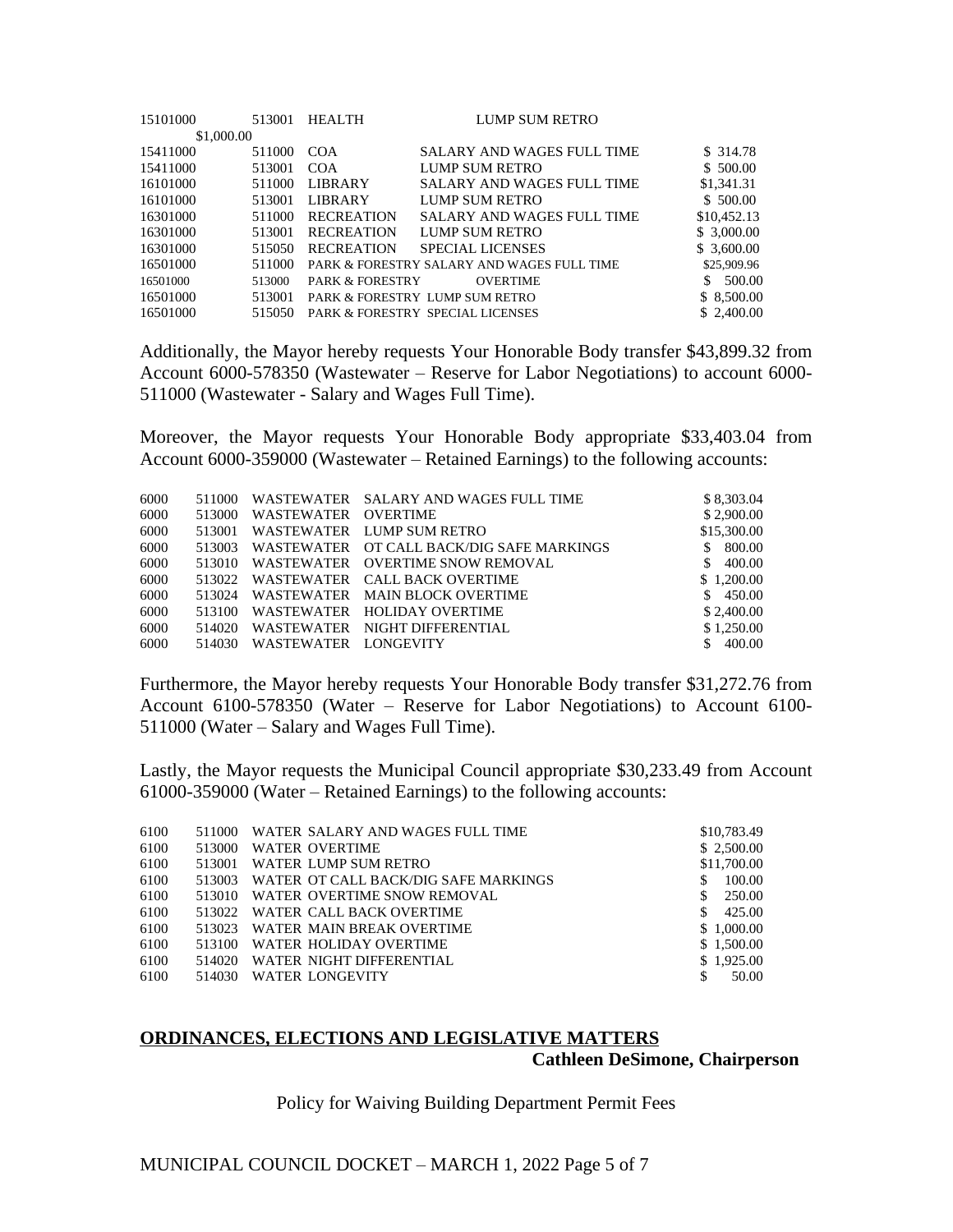| | | | | |
|---|---|---|---|---|
| 15101000 | 513001 | HEALTH | LUMP SUM RETRO | $1,000.00 |
| 15411000 | 511000 | COA | SALARY AND WAGES FULL TIME | $ 314.78 |
| 15411000 | 513001 | COA | LUMP SUM RETRO | $ 500.00 |
| 16101000 | 511000 | LIBRARY | SALARY AND WAGES FULL TIME | $1,341.31 |
| 16101000 | 513001 | LIBRARY | LUMP SUM RETRO | $ 500.00 |
| 16301000 | 511000 | RECREATION | SALARY AND WAGES FULL TIME | $10,452.13 |
| 16301000 | 513001 | RECREATION | LUMP SUM RETRO | $ 3,000.00 |
| 16301000 | 515050 | RECREATION | SPECIAL LICENSES | $ 3,600.00 |
| 16501000 | 511000 | PARK & FORESTRY | SALARY AND WAGES FULL TIME | $25,909.96 |
| 16501000 | 513000 | PARK & FORESTRY | OVERTIME | $ 500.00 |
| 16501000 | 513001 | PARK & FORESTRY | LUMP SUM RETRO | $ 8,500.00 |
| 16501000 | 515050 | PARK & FORESTRY | SPECIAL LICENSES | $ 2,400.00 |

Additionally, the Mayor hereby requests Your Honorable Body transfer $43,899.32 from Account 6000-578350 (Wastewater – Reserve for Labor Negotiations) to account 6000-511000 (Wastewater - Salary and Wages Full Time).

Moreover, the Mayor requests Your Honorable Body appropriate $33,403.04 from Account 6000-359000 (Wastewater – Retained Earnings) to the following accounts:

| | | | | |
|---|---|---|---|---|
| 6000 | 511000 | WASTEWATER | SALARY AND WAGES FULL TIME | $ 8,303.04 |
| 6000 | 513000 | WASTEWATER | OVERTIME | $ 2,900.00 |
| 6000 | 513001 | WASTEWATER | LUMP SUM RETRO | $15,300.00 |
| 6000 | 513003 | WASTEWATER | OT CALL BACK/DIG SAFE MARKINGS | $ 800.00 |
| 6000 | 513010 | WASTEWATER | OVERTIME SNOW REMOVAL | $ 400.00 |
| 6000 | 513022 | WASTEWATER | CALL BACK OVERTIME | $ 1,200.00 |
| 6000 | 513024 | WASTEWATER | MAIN BLOCK OVERTIME | $ 450.00 |
| 6000 | 513100 | WASTEWATER | HOLIDAY OVERTIME | $ 2,400.00 |
| 6000 | 514020 | WASTEWATER | NIGHT DIFFERENTIAL | $ 1,250.00 |
| 6000 | 514030 | WASTEWATER | LONGEVITY | $ 400.00 |

Furthermore, the Mayor hereby requests Your Honorable Body transfer $31,272.76 from Account 6100-578350 (Water – Reserve for Labor Negotiations) to Account 6100-511000 (Water – Salary and Wages Full Time).

Lastly, the Mayor requests the Municipal Council appropriate $30,233.49 from Account 61000-359000 (Water – Retained Earnings) to the following accounts:

| | | | | |
|---|---|---|---|---|
| 6100 | 511000 | WATER | SALARY AND WAGES FULL TIME | $10,783.49 |
| 6100 | 513000 | WATER | OVERTIME | $ 2,500.00 |
| 6100 | 513001 | WATER | LUMP SUM RETRO | $11,700.00 |
| 6100 | 513003 | WATER | OT CALL BACK/DIG SAFE MARKINGS | $ 100.00 |
| 6100 | 513010 | WATER | OVERTIME SNOW REMOVAL | $ 250.00 |
| 6100 | 513022 | WATER | CALL BACK OVERTIME | $ 425.00 |
| 6100 | 513023 | WATER | MAIN BREAK OVERTIME | $ 1,000.00 |
| 6100 | 513100 | WATER | HOLIDAY OVERTIME | $ 1,500.00 |
| 6100 | 514020 | WATER | NIGHT DIFFERENTIAL | $ 1,925.00 |
| 6100 | 514030 | WATER | LONGEVITY | $ 50.00 |

## ORDINANCES, ELECTIONS AND LEGISLATIVE MATTERS

**Cathleen DeSimone, Chairperson**

Policy for Waiving Building Department Permit Fees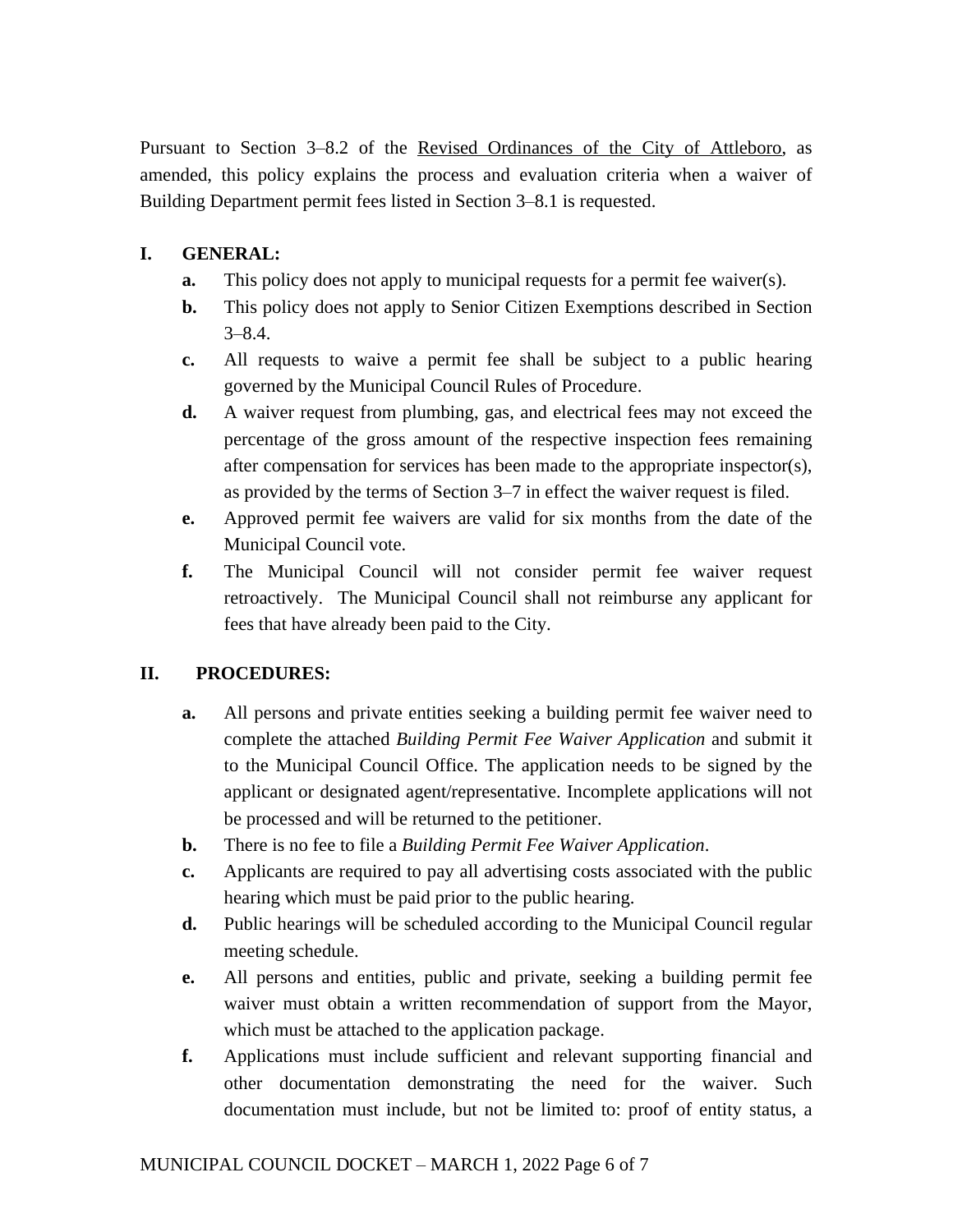Pursuant to Section 3–8.2 of the Revised Ordinances of the City of Attleboro, as amended, this policy explains the process and evaluation criteria when a waiver of Building Department permit fees listed in Section 3–8.1 is requested.

**I. GENERAL:**

- **a.** This policy does not apply to municipal requests for a permit fee waiver(s).
- **b.** This policy does not apply to Senior Citizen Exemptions described in Section 3–8.4.
- **c.** All requests to waive a permit fee shall be subject to a public hearing governed by the Municipal Council Rules of Procedure.
- **d.** A waiver request from plumbing, gas, and electrical fees may not exceed the percentage of the gross amount of the respective inspection fees remaining after compensation for services has been made to the appropriate inspector(s), as provided by the terms of Section 3–7 in effect the waiver request is filed.
- **e.** Approved permit fee waivers are valid for six months from the date of the Municipal Council vote.
- **f.** The Municipal Council will not consider permit fee waiver request retroactively. The Municipal Council shall not reimburse any applicant for fees that have already been paid to the City.

**II. PROCEDURES:**

- **a.** All persons and private entities seeking a building permit fee waiver need to complete the attached *Building Permit Fee Waiver Application* and submit it to the Municipal Council Office. The application needs to be signed by the applicant or designated agent/representative. Incomplete applications will not be processed and will be returned to the petitioner.
- **b.** There is no fee to file a *Building Permit Fee Waiver Application*.
- **c.** Applicants are required to pay all advertising costs associated with the public hearing which must be paid prior to the public hearing.
- **d.** Public hearings will be scheduled according to the Municipal Council regular meeting schedule.
- **e.** All persons and entities, public and private, seeking a building permit fee waiver must obtain a written recommendation of support from the Mayor, which must be attached to the application package.
- **f.** Applications must include sufficient and relevant supporting financial and other documentation demonstrating the need for the waiver. Such documentation must include, but not be limited to: proof of entity status, a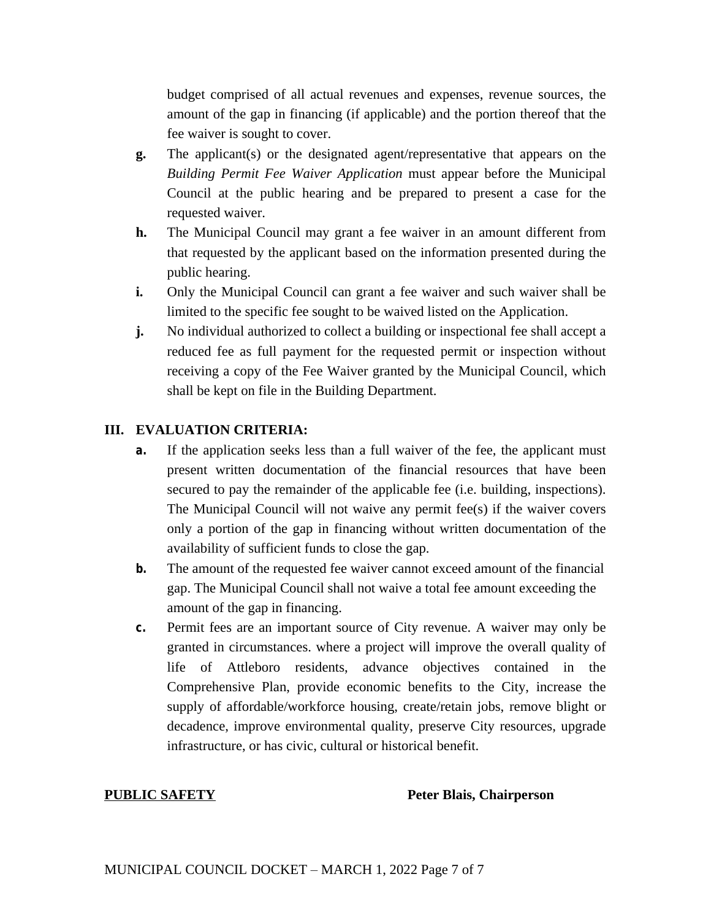budget comprised of all actual revenues and expenses, revenue sources, the amount of the gap in financing (if applicable) and the portion thereof that the fee waiver is sought to cover.

**g.** The applicant(s) or the designated agent/representative that appears on the *Building Permit Fee Waiver Application* must appear before the Municipal Council at the public hearing and be prepared to present a case for the requested waiver.

**h.** The Municipal Council may grant a fee waiver in an amount different from that requested by the applicant based on the information presented during the public hearing.

**i.** Only the Municipal Council can grant a fee waiver and such waiver shall be limited to the specific fee sought to be waived listed on the Application.

**j.** No individual authorized to collect a building or inspectional fee shall accept a reduced fee as full payment for the requested permit or inspection without receiving a copy of the Fee Waiver granted by the Municipal Council, which shall be kept on file in the Building Department.

## III. EVALUATION CRITERIA:

**a.** If the application seeks less than a full waiver of the fee, the applicant must present written documentation of the financial resources that have been secured to pay the remainder of the applicable fee (i.e. building, inspections). The Municipal Council will not waive any permit fee(s) if the waiver covers only a portion of the gap in financing without written documentation of the availability of sufficient funds to close the gap.

**b.** The amount of the requested fee waiver cannot exceed amount of the financial gap. The Municipal Council shall not waive a total fee amount exceeding the amount of the gap in financing.

**c.** Permit fees are an important source of City revenue. A waiver may only be granted in circumstances. where a project will improve the overall quality of life of Attleboro residents, advance objectives contained in the Comprehensive Plan, provide economic benefits to the City, increase the supply of affordable/workforce housing, create/retain jobs, remove blight or decadence, improve environmental quality, preserve City resources, upgrade infrastructure, or has civic, cultural or historical benefit.

**PUBLIC SAFETY** **Peter Blais, Chairperson**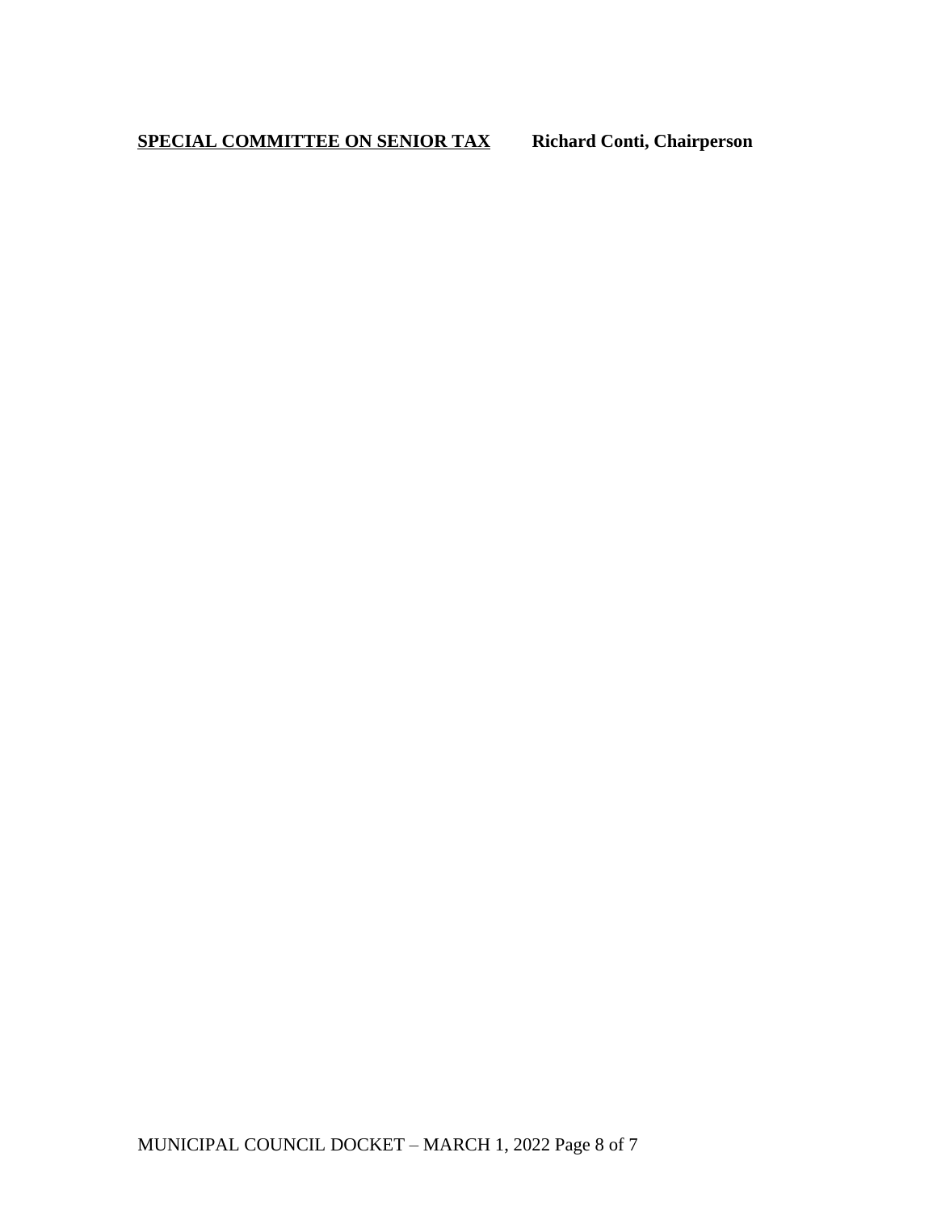**<u>SPECIAL COMMITTEE ON SENIOR TAX</u>** **Richard Conti, Chairperson**